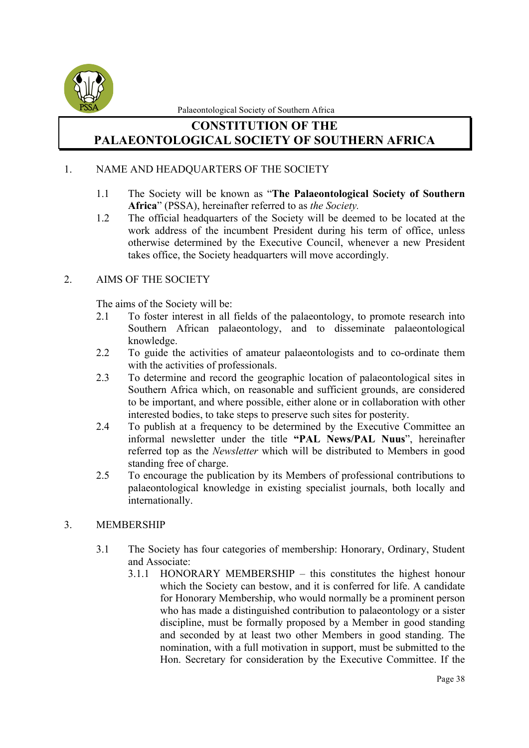# CONSTITUTION OF THE PALAEONTOLOGICAL SOCIETY OF SOUTHERN AFRICA

## 1. NAME AND HEADQUARTERS OF THE SOCIETY

1.1 The Society will be known as "**The Palaeontological Society of Southern Africa**" (PSSA), hereinafter referred to as *the Society.*

1.2 The official headquarters of the Society will be deemed to be located at the work address of the incumbent President during his term of office, unless otherwise determined by the Executive Council, whenever a new President takes office, the Society headquarters will move accordingly.

## 2. AIMS OF THE SOCIETY

The aims of the Society will be:

2.1 To foster interest in all fields of the palaeontology, to promote research into Southern African palaeontology, and to disseminate palaeontological knowledge.

2.2 To guide the activities of amateur palaeontologists and to co-ordinate them with the activities of professionals.

2.3 To determine and record the geographic location of palaeontological sites in Southern Africa which, on reasonable and sufficient grounds, are considered to be important, and where possible, either alone or in collaboration with other interested bodies, to take steps to preserve such sites for posterity.

2.4 To publish at a frequency to be determined by the Executive Committee an informal newsletter under the title **"PAL News/PAL Nuus**", hereinafter referred top as the *Newsletter* which will be distributed to Members in good standing free of charge.

2.5 To encourage the publication by its Members of professional contributions to palaeontological knowledge in existing specialist journals, both locally and internationally.

## 3. MEMBERSHIP

3.1 The Society has four categories of membership: Honorary, Ordinary, Student and Associate:

3.1.1 HONORARY MEMBERSHIP – this constitutes the highest honour which the Society can bestow, and it is conferred for life. A candidate for Honorary Membership, who would normally be a prominent person who has made a distinguished contribution to palaeontology or a sister discipline, must be formally proposed by a Member in good standing and seconded by at least two other Members in good standing. The nomination, with a full motivation in support, must be submitted to the Hon. Secretary for consideration by the Executive Committee. If the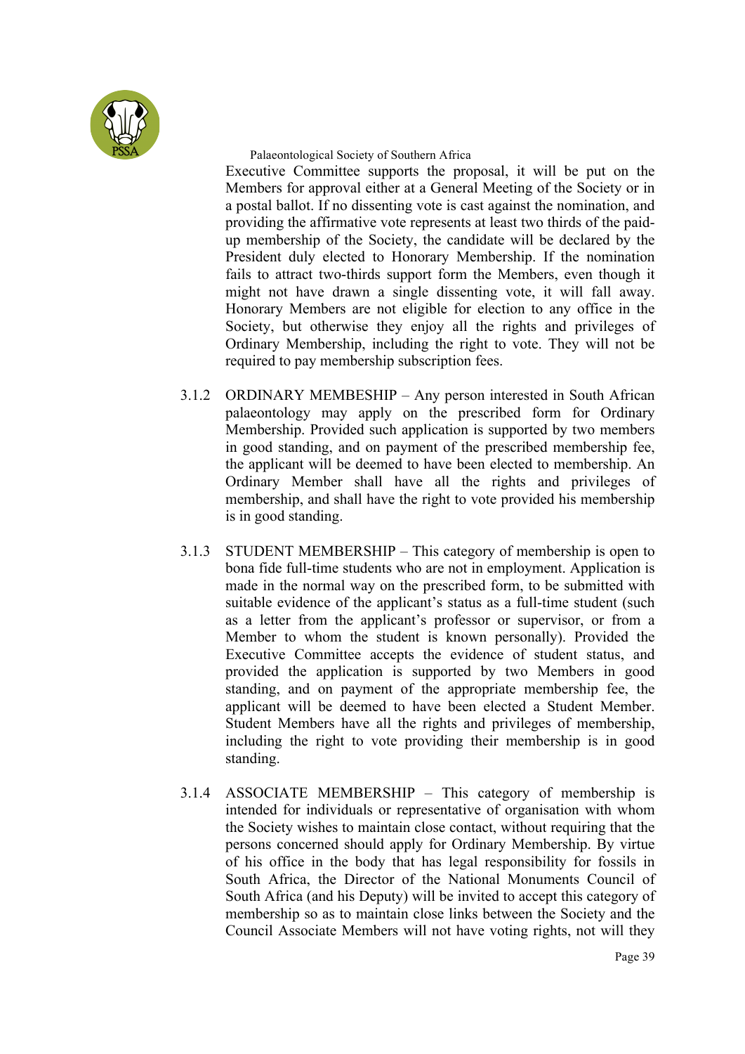Executive Committee supports the proposal, it will be put on the Members for approval either at a General Meeting of the Society or in a postal ballot. If no dissenting vote is cast against the nomination, and providing the affirmative vote represents at least two thirds of the paid-up membership of the Society, the candidate will be declared by the President duly elected to Honorary Membership. If the nomination fails to attract two-thirds support form the Members, even though it might not have drawn a single dissenting vote, it will fall away. Honorary Members are not eligible for election to any office in the Society, but otherwise they enjoy all the rights and privileges of Ordinary Membership, including the right to vote. They will not be required to pay membership subscription fees.

3.1.2 ORDINARY MEMBESHIP – Any person interested in South African palaeontology may apply on the prescribed form for Ordinary Membership. Provided such application is supported by two members in good standing, and on payment of the prescribed membership fee, the applicant will be deemed to have been elected to membership. An Ordinary Member shall have all the rights and privileges of membership, and shall have the right to vote provided his membership is in good standing.

3.1.3 STUDENT MEMBERSHIP – This category of membership is open to bona fide full-time students who are not in employment. Application is made in the normal way on the prescribed form, to be submitted with suitable evidence of the applicant's status as a full-time student (such as a letter from the applicant's professor or supervisor, or from a Member to whom the student is known personally). Provided the Executive Committee accepts the evidence of student status, and provided the application is supported by two Members in good standing, and on payment of the appropriate membership fee, the applicant will be deemed to have been elected a Student Member. Student Members have all the rights and privileges of membership, including the right to vote providing their membership is in good standing.

3.1.4 ASSOCIATE MEMBERSHIP – This category of membership is intended for individuals or representative of organisation with whom the Society wishes to maintain close contact, without requiring that the persons concerned should apply for Ordinary Membership. By virtue of his office in the body that has legal responsibility for fossils in South Africa, the Director of the National Monuments Council of South Africa (and his Deputy) will be invited to accept this category of membership so as to maintain close links between the Society and the Council Associate Members will not have voting rights, not will they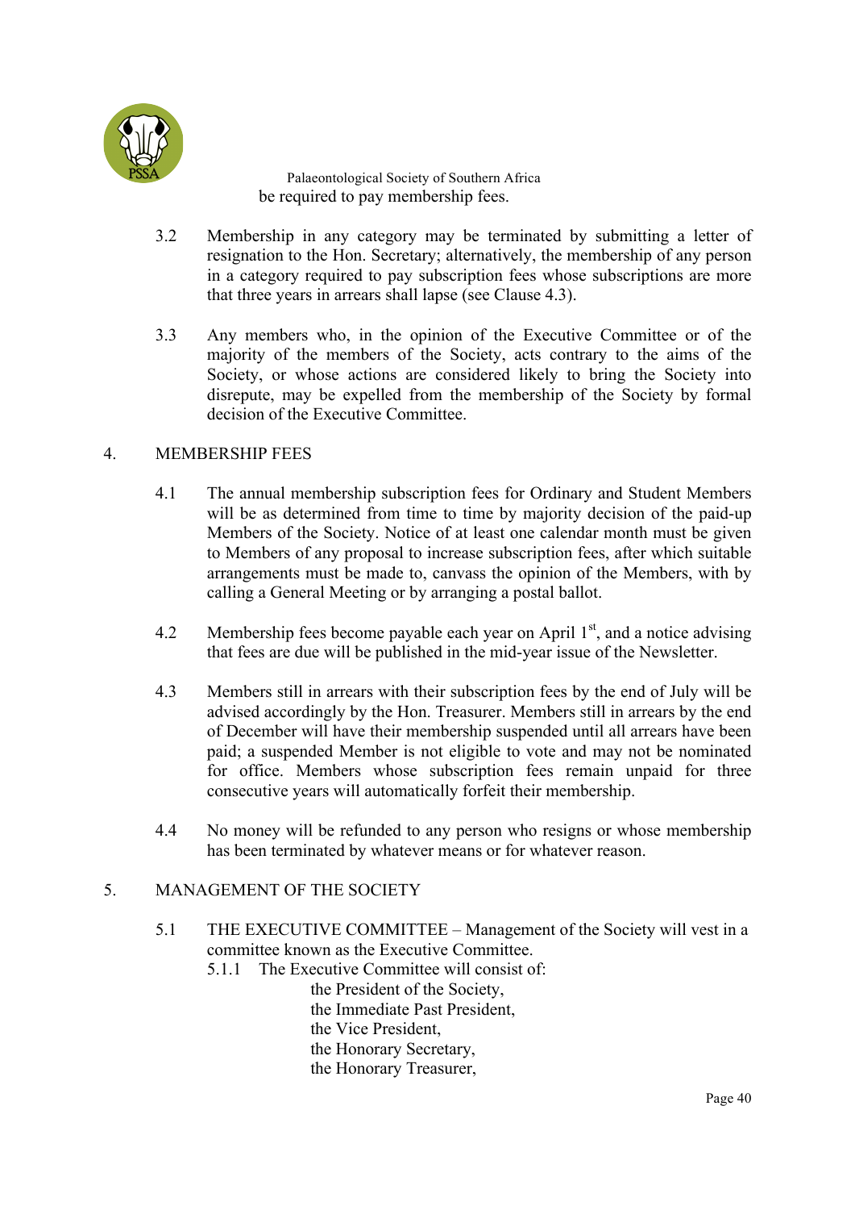be required to pay membership fees.

3.2 Membership in any category may be terminated by submitting a letter of resignation to the Hon. Secretary; alternatively, the membership of any person in a category required to pay subscription fees whose subscriptions are more that three years in arrears shall lapse (see Clause 4.3).

3.3 Any members who, in the opinion of the Executive Committee or of the majority of the members of the Society, acts contrary to the aims of the Society, or whose actions are considered likely to bring the Society into disrepute, may be expelled from the membership of the Society by formal decision of the Executive Committee.

## 4. MEMBERSHIP FEES

4.1 The annual membership subscription fees for Ordinary and Student Members will be as determined from time to time by majority decision of the paid-up Members of the Society. Notice of at least one calendar month must be given to Members of any proposal to increase subscription fees, after which suitable arrangements must be made to, canvass the opinion of the Members, with by calling a General Meeting or by arranging a postal ballot.

4.2 Membership fees become payable each year on April 1st, and a notice advising that fees are due will be published in the mid-year issue of the Newsletter.

4.3 Members still in arrears with their subscription fees by the end of July will be advised accordingly by the Hon. Treasurer. Members still in arrears by the end of December will have their membership suspended until all arrears have been paid; a suspended Member is not eligible to vote and may not be nominated for office. Members whose subscription fees remain unpaid for three consecutive years will automatically forfeit their membership.

4.4 No money will be refunded to any person who resigns or whose membership has been terminated by whatever means or for whatever reason.

## 5. MANAGEMENT OF THE SOCIETY

5.1 THE EXECUTIVE COMMITTEE – Management of the Society will vest in a committee known as the Executive Committee.

5.1.1 The Executive Committee will consist of:

the President of the Society,
the Immediate Past President,
the Vice President,
the Honorary Secretary,
the Honorary Treasurer,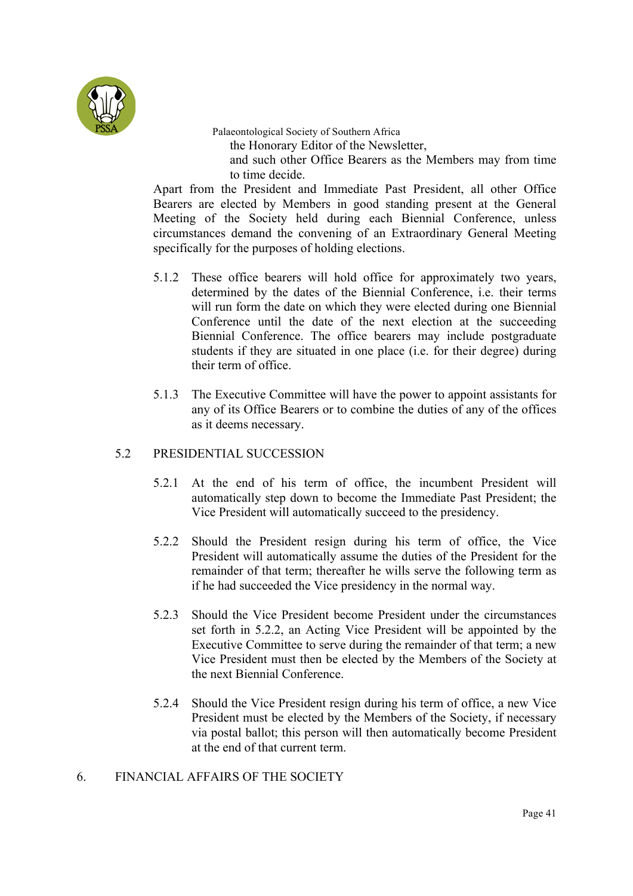the Honorary Editor of the Newsletter,

and such other Office Bearers as the Members may from time to time decide.

Apart from the President and Immediate Past President, all other Office Bearers are elected by Members in good standing present at the General Meeting of the Society held during each Biennial Conference, unless circumstances demand the convening of an Extraordinary General Meeting specifically for the purposes of holding elections.

5.1.2 These office bearers will hold office for approximately two years, determined by the dates of the Biennial Conference, i.e. their terms will run form the date on which they were elected during one Biennial Conference until the date of the next election at the succeeding Biennial Conference. The office bearers may include postgraduate students if they are situated in one place (i.e. for their degree) during their term of office.

5.1.3 The Executive Committee will have the power to appoint assistants for any of its Office Bearers or to combine the duties of any of the offices as it deems necessary.

## 5.2 PRESIDENTIAL SUCCESSION

5.2.1 At the end of his term of office, the incumbent President will automatically step down to become the Immediate Past President; the Vice President will automatically succeed to the presidency.

5.2.2 Should the President resign during his term of office, the Vice President will automatically assume the duties of the President for the remainder of that term; thereafter he wills serve the following term as if he had succeeded the Vice presidency in the normal way.

5.2.3 Should the Vice President become President under the circumstances set forth in 5.2.2, an Acting Vice President will be appointed by the Executive Committee to serve during the remainder of that term; a new Vice President must then be elected by the Members of the Society at the next Biennial Conference.

5.2.4 Should the Vice President resign during his term of office, a new Vice President must be elected by the Members of the Society, if necessary via postal ballot; this person will then automatically become President at the end of that current term.

# 6. FINANCIAL AFFAIRS OF THE SOCIETY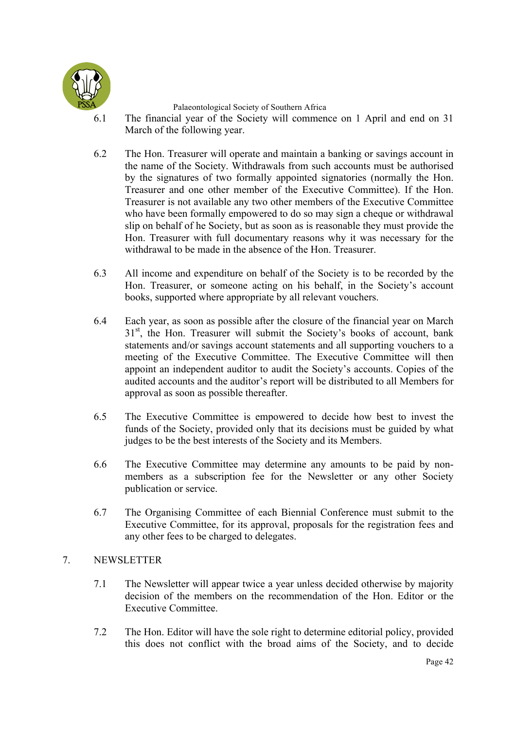6.1 The financial year of the Society will commence on 1 April and end on 31 March of the following year.

6.2 The Hon. Treasurer will operate and maintain a banking or savings account in the name of the Society. Withdrawals from such accounts must be authorised by the signatures of two formally appointed signatories (normally the Hon. Treasurer and one other member of the Executive Committee). If the Hon. Treasurer is not available any two other members of the Executive Committee who have been formally empowered to do so may sign a cheque or withdrawal slip on behalf of he Society, but as soon as is reasonable they must provide the Hon. Treasurer with full documentary reasons why it was necessary for the withdrawal to be made in the absence of the Hon. Treasurer.

6.3 All income and expenditure on behalf of the Society is to be recorded by the Hon. Treasurer, or someone acting on his behalf, in the Society's account books, supported where appropriate by all relevant vouchers.

6.4 Each year, as soon as possible after the closure of the financial year on March 31st, the Hon. Treasurer will submit the Society's books of account, bank statements and/or savings account statements and all supporting vouchers to a meeting of the Executive Committee. The Executive Committee will then appoint an independent auditor to audit the Society's accounts. Copies of the audited accounts and the auditor's report will be distributed to all Members for approval as soon as possible thereafter.

6.5 The Executive Committee is empowered to decide how best to invest the funds of the Society, provided only that its decisions must be guided by what judges to be the best interests of the Society and its Members.

6.6 The Executive Committee may determine any amounts to be paid by non-members as a subscription fee for the Newsletter or any other Society publication or service.

6.7 The Organising Committee of each Biennial Conference must submit to the Executive Committee, for its approval, proposals for the registration fees and any other fees to be charged to delegates.

## 7. NEWSLETTER

7.1 The Newsletter will appear twice a year unless decided otherwise by majority decision of the members on the recommendation of the Hon. Editor or the Executive Committee.

7.2 The Hon. Editor will have the sole right to determine editorial policy, provided this does not conflict with the broad aims of the Society, and to decide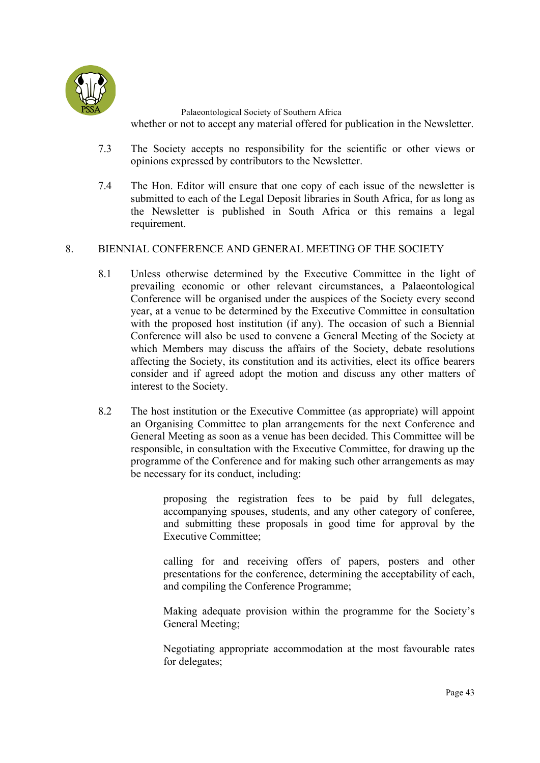whether or not to accept any material offered for publication in the Newsletter.

7.3 The Society accepts no responsibility for the scientific or other views or opinions expressed by contributors to the Newsletter.

7.4 The Hon. Editor will ensure that one copy of each issue of the newsletter is submitted to each of the Legal Deposit libraries in South Africa, for as long as the Newsletter is published in South Africa or this remains a legal requirement.

8. BIENNIAL CONFERENCE AND GENERAL MEETING OF THE SOCIETY

8.1 Unless otherwise determined by the Executive Committee in the light of prevailing economic or other relevant circumstances, a Palaeontological Conference will be organised under the auspices of the Society every second year, at a venue to be determined by the Executive Committee in consultation with the proposed host institution (if any). The occasion of such a Biennial Conference will also be used to convene a General Meeting of the Society at which Members may discuss the affairs of the Society, debate resolutions affecting the Society, its constitution and its activities, elect its office bearers consider and if agreed adopt the motion and discuss any other matters of interest to the Society.

8.2 The host institution or the Executive Committee (as appropriate) will appoint an Organising Committee to plan arrangements for the next Conference and General Meeting as soon as a venue has been decided. This Committee will be responsible, in consultation with the Executive Committee, for drawing up the programme of the Conference and for making such other arrangements as may be necessary for its conduct, including:

proposing the registration fees to be paid by full delegates, accompanying spouses, students, and any other category of conferee, and submitting these proposals in good time for approval by the Executive Committee;

calling for and receiving offers of papers, posters and other presentations for the conference, determining the acceptability of each, and compiling the Conference Programme;

Making adequate provision within the programme for the Society's General Meeting;

Negotiating appropriate accommodation at the most favourable rates for delegates;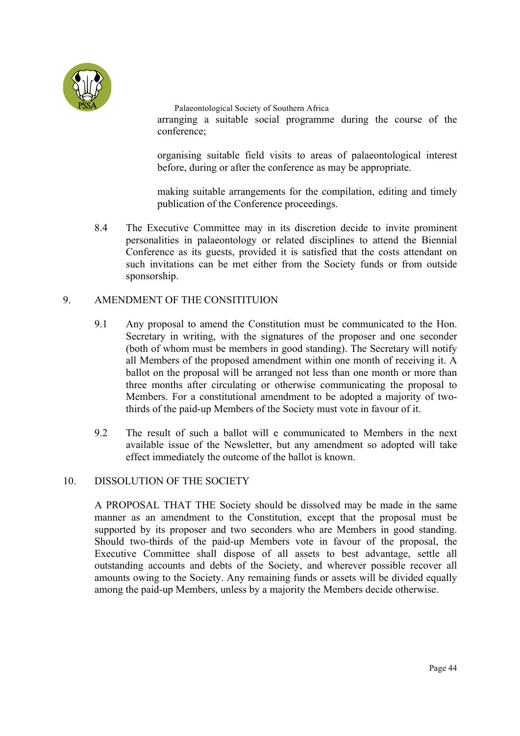arranging a suitable social programme during the course of the conference;

organising suitable field visits to areas of palaeontological interest before, during or after the conference as may be appropriate.

making suitable arrangements for the compilation, editing and timely publication of the Conference proceedings.

8.4 The Executive Committee may in its discretion decide to invite prominent personalities in palaeontology or related disciplines to attend the Biennial Conference as its guests, provided it is satisfied that the costs attendant on such invitations can be met either from the Society funds or from outside sponsorship.

## 9. AMENDMENT OF THE CONSITITUION

9.1 Any proposal to amend the Constitution must be communicated to the Hon. Secretary in writing, with the signatures of the proposer and one seconder (both of whom must be members in good standing). The Secretary will notify all Members of the proposed amendment within one month of receiving it. A ballot on the proposal will be arranged not less than one month or more than three months after circulating or otherwise communicating the proposal to Members. For a constitutional amendment to be adopted a majority of two-thirds of the paid-up Members of the Society must vote in favour of it.

9.2 The result of such a ballot will e communicated to Members in the next available issue of the Newsletter, but any amendment so adopted will take effect immediately the outcome of the ballot is known.

## 10. DISSOLUTION OF THE SOCIETY

A PROPOSAL THAT THE Society should be dissolved may be made in the same manner as an amendment to the Constitution, except that the proposal must be supported by its proposer and two seconders who are Members in good standing. Should two-thirds of the paid-up Members vote in favour of the proposal, the Executive Committee shall dispose of all assets to best advantage, settle all outstanding accounts and debts of the Society, and wherever possible recover all amounts owing to the Society. Any remaining funds or assets will be divided equally among the paid-up Members, unless by a majority the Members decide otherwise.